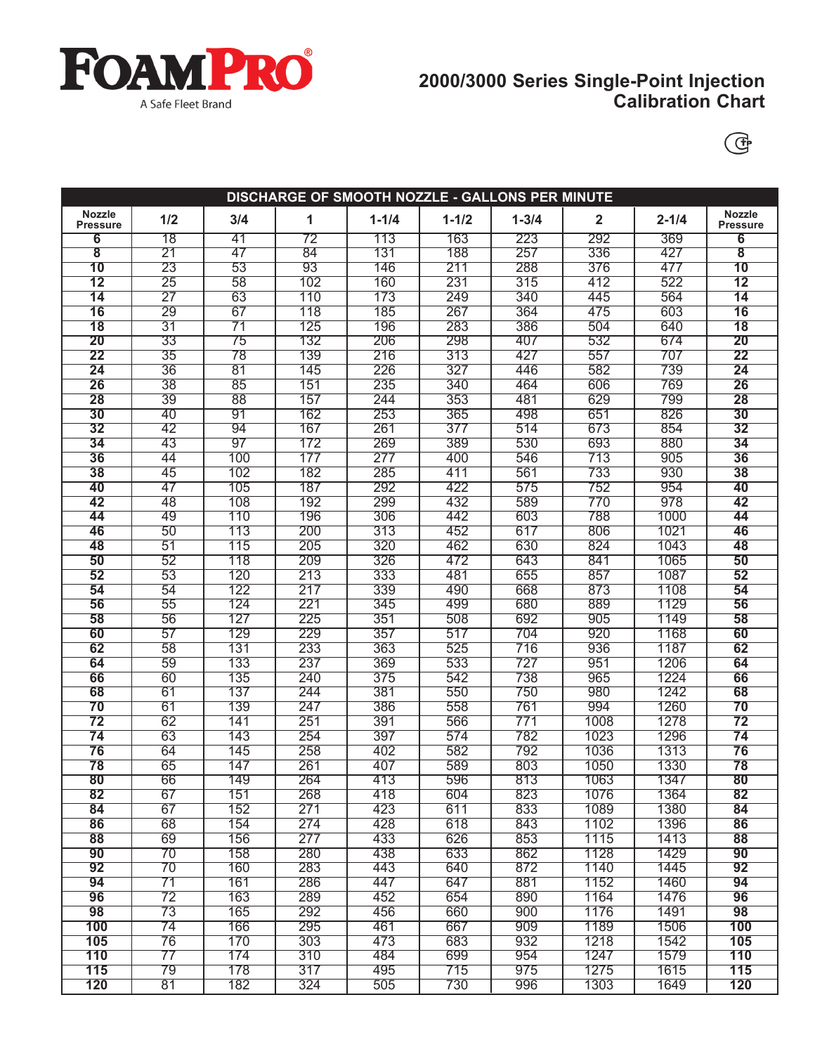FOAMPRO®

A Safe Fleet Brand

# 2000/3000 Series Single-Point Injection Calibration Chart

| DISCHARGE OF SMOOTH NOZZLE - GALLONS PER MINUTE | | | | | | | | | |
|---|---|---|---|---|---|---|---|---|---|
| **Nozzle Pressure** | **1/2** | **3/4** | **1** | **1-1/4** | **1-1/2** | **1-3/4** | **2** | **2-1/4** | **Nozzle Pressure** |
| **6** | 18 | 41 | 72 | 113 | 163 | 223 | 292 | 369 | **6** |
| **8** | 21 | 47 | 84 | 131 | 188 | 257 | 336 | 427 | **8** |
| **10** | 23 | 53 | 93 | 146 | 211 | 288 | 376 | 477 | **10** |
| **12** | 25 | 58 | 102 | 160 | 231 | 315 | 412 | 522 | **12** |
| **14** | 27 | 63 | 110 | 173 | 249 | 340 | 445 | 564 | **14** |
| **16** | 29 | 67 | 118 | 185 | 267 | 364 | 475 | 603 | **16** |
| **18** | 31 | 71 | 125 | 196 | 283 | 386 | 504 | 640 | **18** |
| **20** | 33 | 75 | 132 | 206 | 298 | 407 | 532 | 674 | **20** |
| **22** | 35 | 78 | 139 | 216 | 313 | 427 | 557 | 707 | **22** |
| **24** | 36 | 81 | 145 | 226 | 327 | 446 | 582 | 739 | **24** |
| **26** | 38 | 85 | 151 | 235 | 340 | 464 | 606 | 769 | **26** |
| **28** | 39 | 88 | 157 | 244 | 353 | 481 | 629 | 799 | **28** |
| **30** | 40 | 91 | 162 | 253 | 365 | 498 | 651 | 826 | **30** |
| **32** | 42 | 94 | 167 | 261 | 377 | 514 | 673 | 854 | **32** |
| **34** | 43 | 97 | 172 | 269 | 389 | 530 | 693 | 880 | **34** |
| **36** | 44 | 100 | 177 | 277 | 400 | 546 | 713 | 905 | **36** |
| **38** | 45 | 102 | 182 | 285 | 411 | 561 | 733 | 930 | **38** |
| **40** | 47 | 105 | 187 | 292 | 422 | 575 | 752 | 954 | **40** |
| **42** | 48 | 108 | 192 | 299 | 432 | 589 | 770 | 978 | **42** |
| **44** | 49 | 110 | 196 | 306 | 442 | 603 | 788 | 1000 | **44** |
| **46** | 50 | 113 | 200 | 313 | 452 | 617 | 806 | 1021 | **46** |
| **48** | 51 | 115 | 205 | 320 | 462 | 630 | 824 | 1043 | **48** |
| **50** | 52 | 118 | 209 | 326 | 472 | 643 | 841 | 1065 | **50** |
| **52** | 53 | 120 | 213 | 333 | 481 | 655 | 857 | 1087 | **52** |
| **54** | 54 | 122 | 217 | 339 | 490 | 668 | 873 | 1108 | **54** |
| **56** | 55 | 124 | 221 | 345 | 499 | 680 | 889 | 1129 | **56** |
| **58** | 56 | 127 | 225 | 351 | 508 | 692 | 905 | 1149 | **58** |
| **60** | 57 | 129 | 229 | 357 | 517 | 704 | 920 | 1168 | **60** |
| **62** | 58 | 131 | 233 | 363 | 525 | 716 | 936 | 1187 | **62** |
| **64** | 59 | 133 | 237 | 369 | 533 | 727 | 951 | 1206 | **64** |
| **66** | 60 | 135 | 240 | 375 | 542 | 738 | 965 | 1224 | **66** |
| **68** | 61 | 137 | 244 | 381 | 550 | 750 | 980 | 1242 | **68** |
| **70** | 61 | 139 | 247 | 386 | 558 | 761 | 994 | 1260 | **70** |
| **72** | 62 | 141 | 251 | 391 | 566 | 771 | 1008 | 1278 | **72** |
| **74** | 63 | 143 | 254 | 397 | 574 | 782 | 1023 | 1296 | **74** |
| **76** | 64 | 145 | 258 | 402 | 582 | 792 | 1036 | 1313 | **76** |
| **78** | 65 | 147 | 261 | 407 | 589 | 803 | 1050 | 1330 | **78** |
| **80** | 66 | 149 | 264 | 413 | 596 | 813 | 1063 | 1347 | **80** |
| **82** | 67 | 151 | 268 | 418 | 604 | 823 | 1076 | 1364 | **82** |
| **84** | 67 | 152 | 271 | 423 | 611 | 833 | 1089 | 1380 | **84** |
| **86** | 68 | 154 | 274 | 428 | 618 | 843 | 1102 | 1396 | **86** |
| **88** | 69 | 156 | 277 | 433 | 626 | 853 | 1115 | 1413 | **88** |
| **90** | 70 | 158 | 280 | 438 | 633 | 862 | 1128 | 1429 | **90** |
| **92** | 70 | 160 | 283 | 443 | 640 | 872 | 1140 | 1445 | **92** |
| **94** | 71 | 161 | 286 | 447 | 647 | 881 | 1152 | 1460 | **94** |
| **96** | 72 | 163 | 289 | 452 | 654 | 890 | 1164 | 1476 | **96** |
| **98** | 73 | 165 | 292 | 456 | 660 | 900 | 1176 | 1491 | **98** |
| **100** | 74 | 166 | 295 | 461 | 667 | 909 | 1189 | 1506 | **100** |
| **105** | 76 | 170 | 303 | 473 | 683 | 932 | 1218 | 1542 | **105** |
| **110** | 77 | 174 | 310 | 484 | 699 | 954 | 1247 | 1579 | **110** |
| **115** | 79 | 178 | 317 | 495 | 715 | 975 | 1275 | 1615 | **115** |
| **120** | 81 | 182 | 324 | 505 | 730 | 996 | 1303 | 1649 | **120** |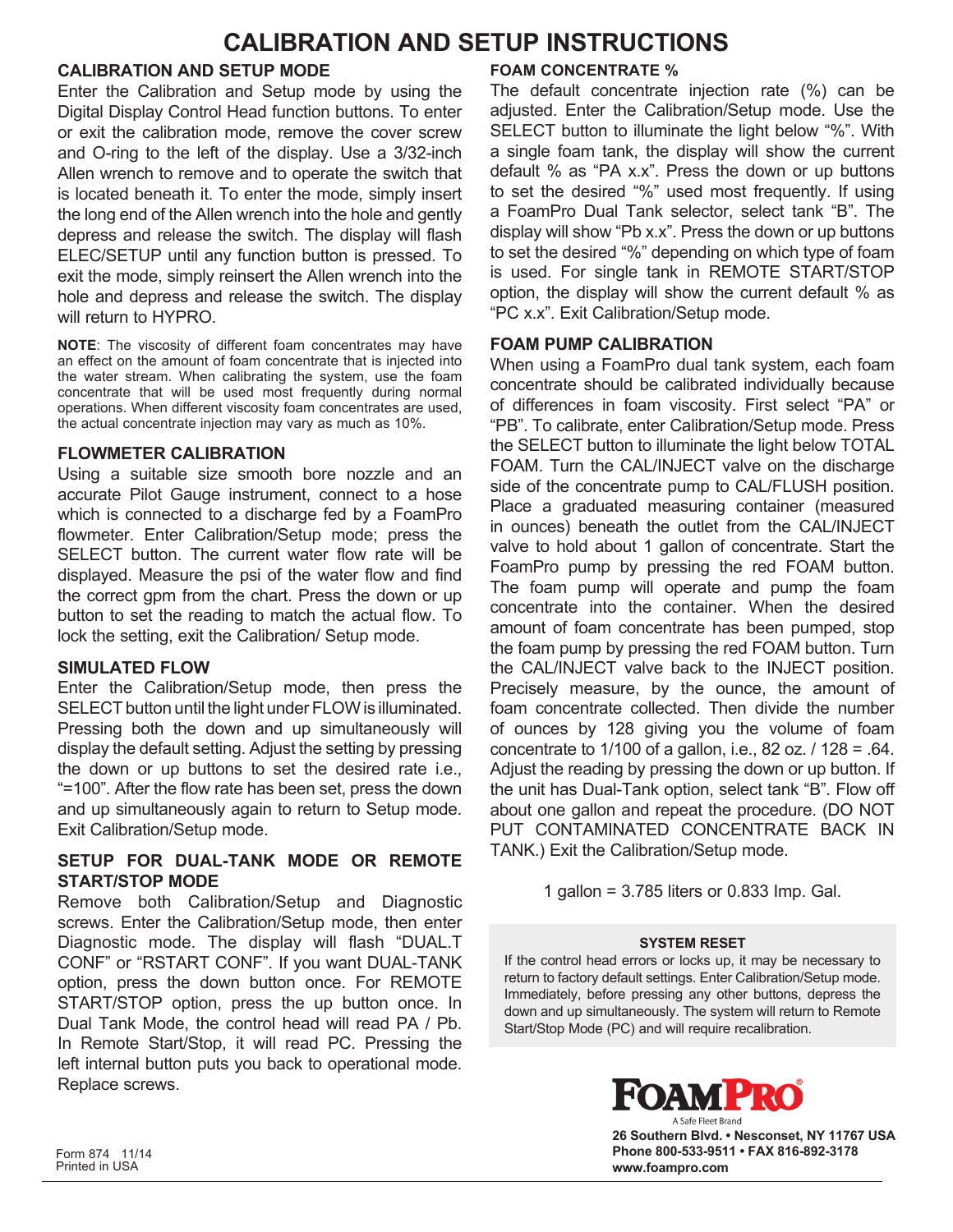# CALIBRATION AND SETUP INSTRUCTIONS

## CALIBRATION AND SETUP MODE

Enter the Calibration and Setup mode by using the Digital Display Control Head function buttons. To enter or exit the calibration mode, remove the cover screw and O-ring to the left of the display. Use a 3/32-inch Allen wrench to remove and to operate the switch that is located beneath it. To enter the mode, simply insert the long end of the Allen wrench into the hole and gently depress and release the switch. The display will flash ELEC/SETUP until any function button is pressed. To exit the mode, simply reinsert the Allen wrench into the hole and depress and release the switch. The display will return to HYPRO.

**NOTE**: The viscosity of different foam concentrates may have an effect on the amount of foam concentrate that is injected into the water stream. When calibrating the system, use the foam concentrate that will be used most frequently during normal operations. When different viscosity foam concentrates are used, the actual concentrate injection may vary as much as 10%.

## FLOWMETER CALIBRATION

Using a suitable size smooth bore nozzle and an accurate Pilot Gauge instrument, connect to a hose which is connected to a discharge fed by a FoamPro flowmeter. Enter Calibration/Setup mode; press the SELECT button. The current water flow rate will be displayed. Measure the psi of the water flow and find the correct gpm from the chart. Press the down or up button to set the reading to match the actual flow. To lock the setting, exit the Calibration/ Setup mode.

## SIMULATED FLOW

Enter the Calibration/Setup mode, then press the SELECT button until the light under FLOW is illuminated. Pressing both the down and up simultaneously will display the default setting. Adjust the setting by pressing the down or up buttons to set the desired rate i.e., "=100". After the flow rate has been set, press the down and up simultaneously again to return to Setup mode. Exit Calibration/Setup mode.

## SETUP FOR DUAL-TANK MODE OR REMOTE START/STOP MODE

Remove both Calibration/Setup and Diagnostic screws. Enter the Calibration/Setup mode, then enter Diagnostic mode. The display will flash "DUAL.T CONF" or "RSTART CONF". If you want DUAL-TANK option, press the down button once. For REMOTE START/STOP option, press the up button once. In Dual Tank Mode, the control head will read PA / Pb. In Remote Start/Stop, it will read PC. Pressing the left internal button puts you back to operational mode. Replace screws.

## FOAM CONCENTRATE %

The default concentrate injection rate (%) can be adjusted. Enter the Calibration/Setup mode. Use the SELECT button to illuminate the light below "%". With a single foam tank, the display will show the current default % as "PA x.x". Press the down or up buttons to set the desired "%" used most frequently. If using a FoamPro Dual Tank selector, select tank "B". The display will show "Pb x.x". Press the down or up buttons to set the desired "%" depending on which type of foam is used. For single tank in REMOTE START/STOP option, the display will show the current default % as "PC x.x". Exit Calibration/Setup mode.

## FOAM PUMP CALIBRATION

When using a FoamPro dual tank system, each foam concentrate should be calibrated individually because of differences in foam viscosity. First select "PA" or "PB". To calibrate, enter Calibration/Setup mode. Press the SELECT button to illuminate the light below TOTAL FOAM. Turn the CAL/INJECT valve on the discharge side of the concentrate pump to CAL/FLUSH position. Place a graduated measuring container (measured in ounces) beneath the outlet from the CAL/INJECT valve to hold about 1 gallon of concentrate. Start the FoamPro pump by pressing the red FOAM button. The foam pump will operate and pump the foam concentrate into the container. When the desired amount of foam concentrate has been pumped, stop the foam pump by pressing the red FOAM button. Turn the CAL/INJECT valve back to the INJECT position. Precisely measure, by the ounce, the amount of foam concentrate collected. Then divide the number of ounces by 128 giving you the volume of foam concentrate to 1/100 of a gallon, i.e., 82 oz. / 128 = .64. Adjust the reading by pressing the down or up button. If the unit has Dual-Tank option, select tank "B". Flow off about one gallon and repeat the procedure. (DO NOT PUT CONTAMINATED CONCENTRATE BACK IN TANK.) Exit the Calibration/Setup mode.

1 gallon = 3.785 liters or 0.833 Imp. Gal.

### SYSTEM RESET

If the control head errors or locks up, it may be necessary to return to factory default settings. Enter Calibration/Setup mode. Immediately, before pressing any other buttons, depress the down and up simultaneously. The system will return to Remote Start/Stop Mode (PC) and will require recalibration.

FOAMPRO®
A Safe Fleet Brand

**26 Southern Blvd. • Nesconset, NY 11767 USA**
**Phone 800-533-9511 • FAX 816-892-3178**
**www.foampro.com**

Form 874 11/14
Printed in USA